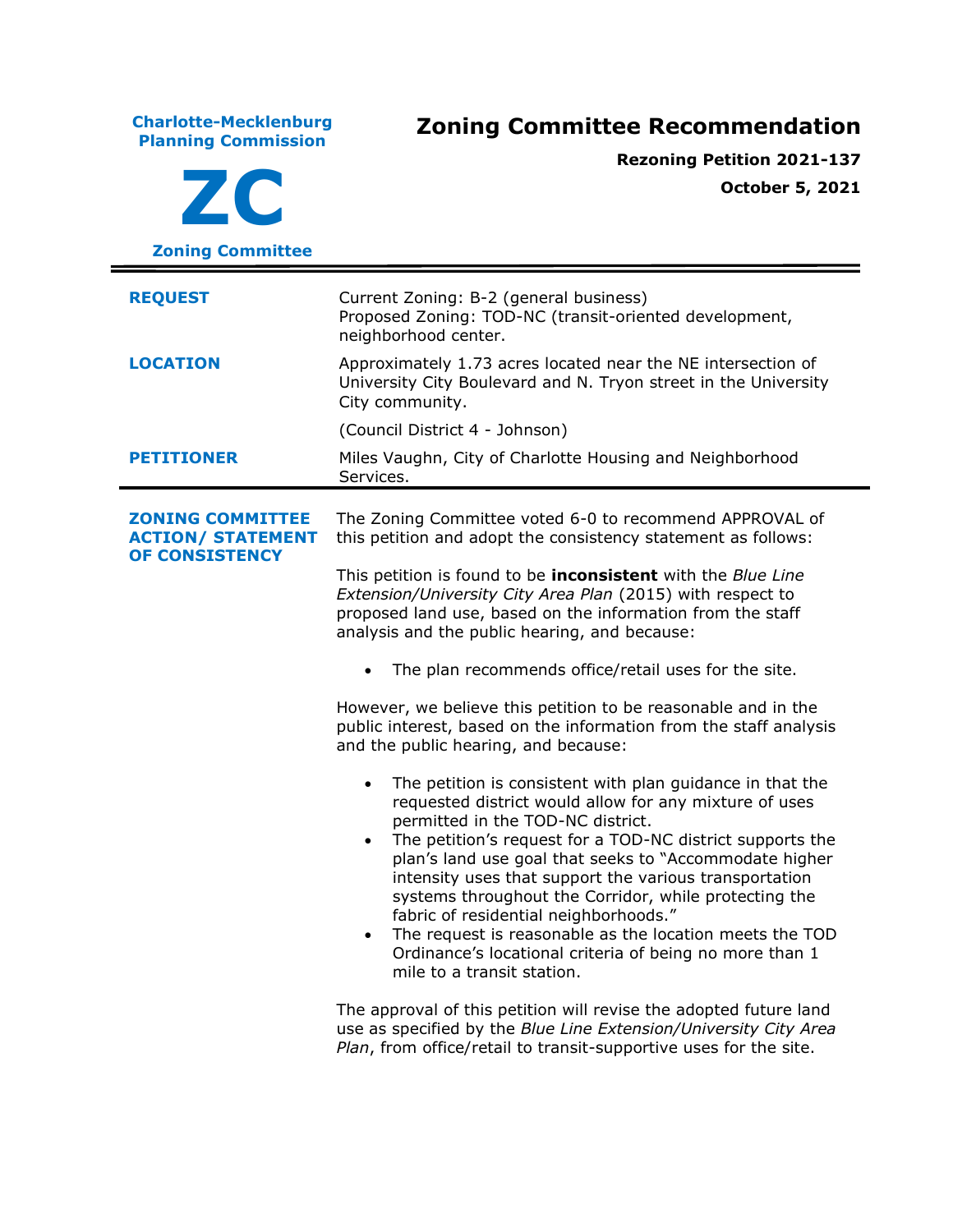**Charlotte-Mecklenburg Planning Commission**

**ZC**

**Zoning Committee**

# Zoning Committee Recommendation

**Rezoning Petition 2021-137**

**October 5, 2021**

---

| | |
|---|---|
| **REQUEST** | Current Zoning: B-2 (general business)<br>Proposed Zoning: TOD-NC (transit-oriented development, neighborhood center. |
| **LOCATION** | Approximately 1.73 acres located near the NE intersection of University City Boulevard and N. Tryon street in the University City community.<br><br>(Council District 4 - Johnson) |
| **PETITIONER** | Miles Vaughn, City of Charlotte Housing and Neighborhood Services. |

---

**ZONING COMMITTEE ACTION/ STATEMENT OF CONSISTENCY**

The Zoning Committee voted 6-0 to recommend APPROVAL of this petition and adopt the consistency statement as follows:

This petition is found to be **inconsistent** with the *Blue Line Extension/University City Area Plan* (2015) with respect to proposed land use, based on the information from the staff analysis and the public hearing, and because:

- The plan recommends office/retail uses for the site.

However, we believe this petition to be reasonable and in the public interest, based on the information from the staff analysis and the public hearing, and because:

- The petition is consistent with plan guidance in that the requested district would allow for any mixture of uses permitted in the TOD-NC district.
- The petition's request for a TOD-NC district supports the plan's land use goal that seeks to "Accommodate higher intensity uses that support the various transportation systems throughout the Corridor, while protecting the fabric of residential neighborhoods."
- The request is reasonable as the location meets the TOD Ordinance's locational criteria of being no more than 1 mile to a transit station.

The approval of this petition will revise the adopted future land use as specified by the *Blue Line Extension/University City Area Plan*, from office/retail to transit-supportive uses for the site.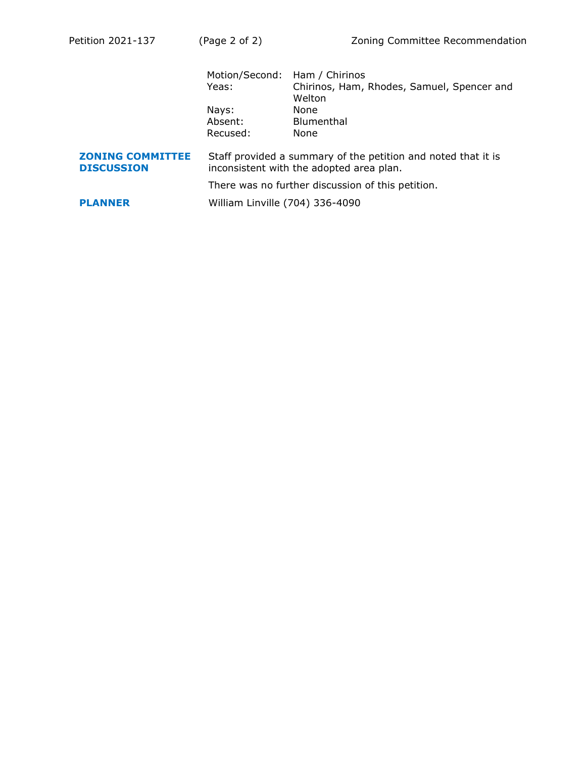| | | |
|---|---|---|
| | Motion/Second: | Ham / Chirinos |
| | Yeas: | Chirinos, Ham, Rhodes, Samuel, Spencer and Welton |
| | Nays: | None |
| | Absent: | Blumenthal |
| | Recused: | None |

**ZONING COMMITTEE DISCUSSION**

Staff provided a summary of the petition and noted that it is inconsistent with the adopted area plan.

There was no further discussion of this petition.

**PLANNER**

William Linville (704) 336-4090